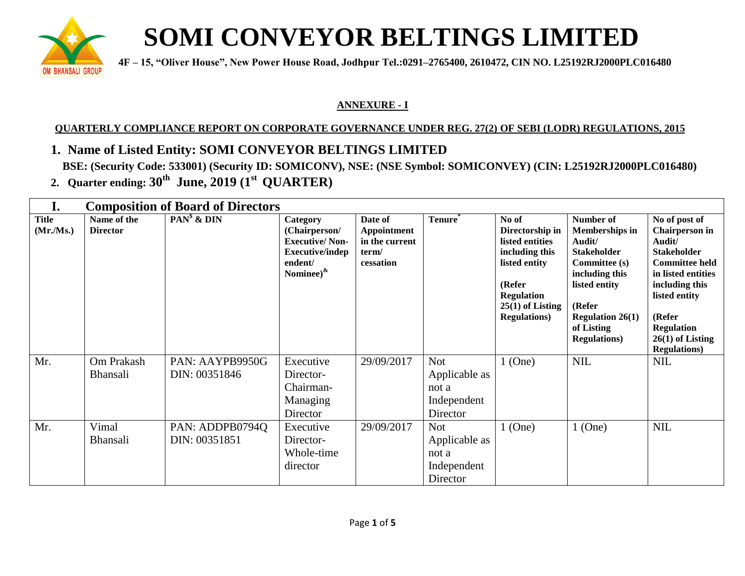# SOMI CONVEYOR BELTINGS LIMITED

**4F – 15, "Oliver House", New Power House Road, Jodhpur Tel.:0291–2765400, 2610472, CIN NO. L25192RJ2000PLC016480**

**ANNEXURE - I**

**QUARTERLY COMPLIANCE REPORT ON CORPORATE GOVERNANCE UNDER REG. 27(2) OF SEBI (LODR) REGULATIONS, 2015**

1. **Name of Listed Entity: SOMI CONVEYOR BELTINGS LIMITED**

   **BSE: (Security Code: 533001) (Security ID: SOMICONV), NSE: (NSE Symbol: SOMICONVEY) (CIN: L25192RJ2000PLC016480)**

2. **Quarter ending: 30th June, 2019 (1st QUARTER)**

## I. Composition of Board of Directors

| Title (Mr./Ms.) | Name of the Director | PAN[$] & DIN | Category (Chairperson/ Executive/ Non-Executive/independent/ Nominee)[&] | Date of Appointment in the current term/ cessation | Tenure[*] | No of Directorship in listed entities including this listed entity (Refer Regulation 25(1) of Listing Regulations) | Number of Memberships in Audit/ Stakeholder Committee (s) including this listed entity (Refer Regulation 26(1) of Listing Regulations) | No of post of Chairperson in Audit/ Stakeholder Committee held in listed entities including this listed entity (Refer Regulation 26(1) of Listing Regulations) |
|---|---|---|---|---|---|---|---|---|
| Mr. | Om Prakash Bhansali | PAN: AAYPB9950G DIN: 00351846 | Executive Director-Chairman-Managing Director | 29/09/2017 | Not Applicable as not a Independent Director | 1 (One) | NIL | NIL |
| Mr. | Vimal Bhansali | PAN: ADDPB0794Q DIN: 00351851 | Executive Director-Whole-time director | 29/09/2017 | Not Applicable as not a Independent Director | 1 (One) | 1 (One) | NIL |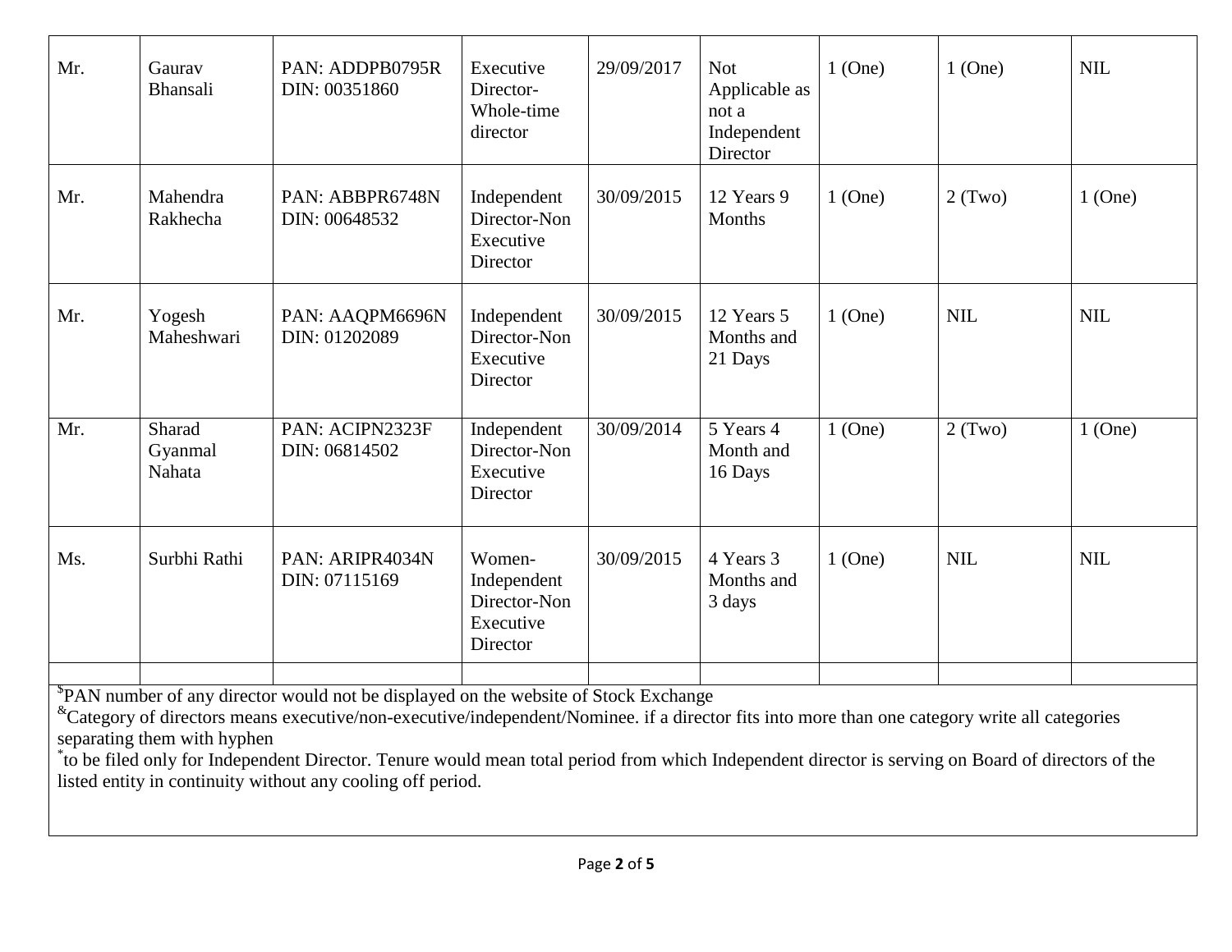| Mr. | Gaurav Bhansali | PAN: ADDPB0795R DIN: 00351860 | Executive Director-Whole-time director | 29/09/2017 | Not Applicable as not a Independent Director | 1 (One) | 1 (One) | NIL |
|---|---|---|---|---|---|---|---|---|
| Mr. | Mahendra Rakhecha | PAN: ABBPR6748N DIN: 00648532 | Independent Director-Non Executive Director | 30/09/2015 | 12 Years 9 Months | 1 (One) | 2 (Two) | 1 (One) |
| Mr. | Yogesh Maheshwari | PAN: AAQPM6696N DIN: 01202089 | Independent Director-Non Executive Director | 30/09/2015 | 12 Years 5 Months and 21 Days | 1 (One) | NIL | NIL |
| Mr. | Sharad Gyanmal Nahata | PAN: ACIPN2323F DIN: 06814502 | Independent Director-Non Executive Director | 30/09/2014 | 5 Years 4 Month and 16 Days | 1 (One) | 2 (Two) | 1 (One) |
| Ms. | Surbhi Rathi | PAN: ARIPR4034N DIN: 07115169 | Women-Independent Director-Non Executive Director | 30/09/2015 | 4 Years 3 Months and 3 days | 1 (One) | NIL | NIL |
| | | | | | | | | |

[$]PAN number of any director would not be displayed on the website of Stock Exchange

[&]Category of directors means executive/non-executive/independent/Nominee. if a director fits into more than one category write all categories separating them with hyphen

[*]to be filed only for Independent Director. Tenure would mean total period from which Independent director is serving on Board of directors of the listed entity in continuity without any cooling off period.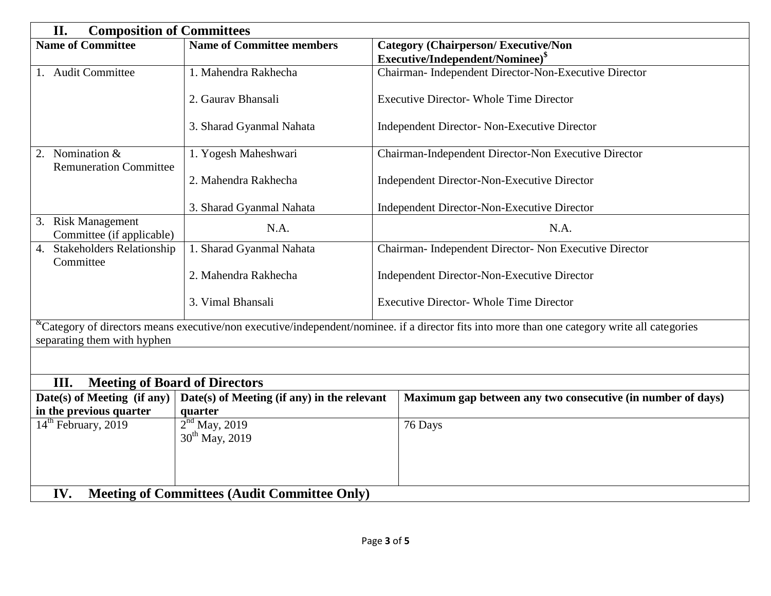## II. Composition of Committees

| Name of Committee | Name of Committee members | Category (Chairperson/ Executive/Non Executive/Independent/Nominee)$ |
|---|---|---|
| 1. Audit Committee | 1. Mahendra Rakhecha<br>2. Gaurav Bhansali<br>3. Sharad Gyanmal Nahata | Chairman- Independent Director-Non-Executive Director<br>Executive Director- Whole Time Director<br>Independent Director- Non-Executive Director |
| 2. Nomination & Remuneration Committee | 1. Yogesh Maheshwari<br>2. Mahendra Rakhecha<br>3. Sharad Gyanmal Nahata | Chairman-Independent Director-Non Executive Director<br>Independent Director-Non-Executive Director<br>Independent Director-Non-Executive Director |
| 3. Risk Management Committee (if applicable) | N.A. | N.A. |
| 4. Stakeholders Relationship Committee | 1. Sharad Gyanmal Nahata<br>2. Mahendra Rakhecha<br>3. Vimal Bhansali | Chairman- Independent Director- Non Executive Director<br>Independent Director-Non-Executive Director<br>Executive Director- Whole Time Director |

&Category of directors means executive/non executive/independent/nominee. if a director fits into more than one category write all categories separating them with hyphen

## III. Meeting of Board of Directors

| Date(s) of Meeting (if any) in the previous quarter | Date(s) of Meeting (if any) in the relevant quarter | Maximum gap between any two consecutive (in number of days) |
|---|---|---|
| 14th February, 2019 | 2nd May, 2019<br>30th May, 2019 | 76 Days |

## IV. Meeting of Committees (Audit Committee Only)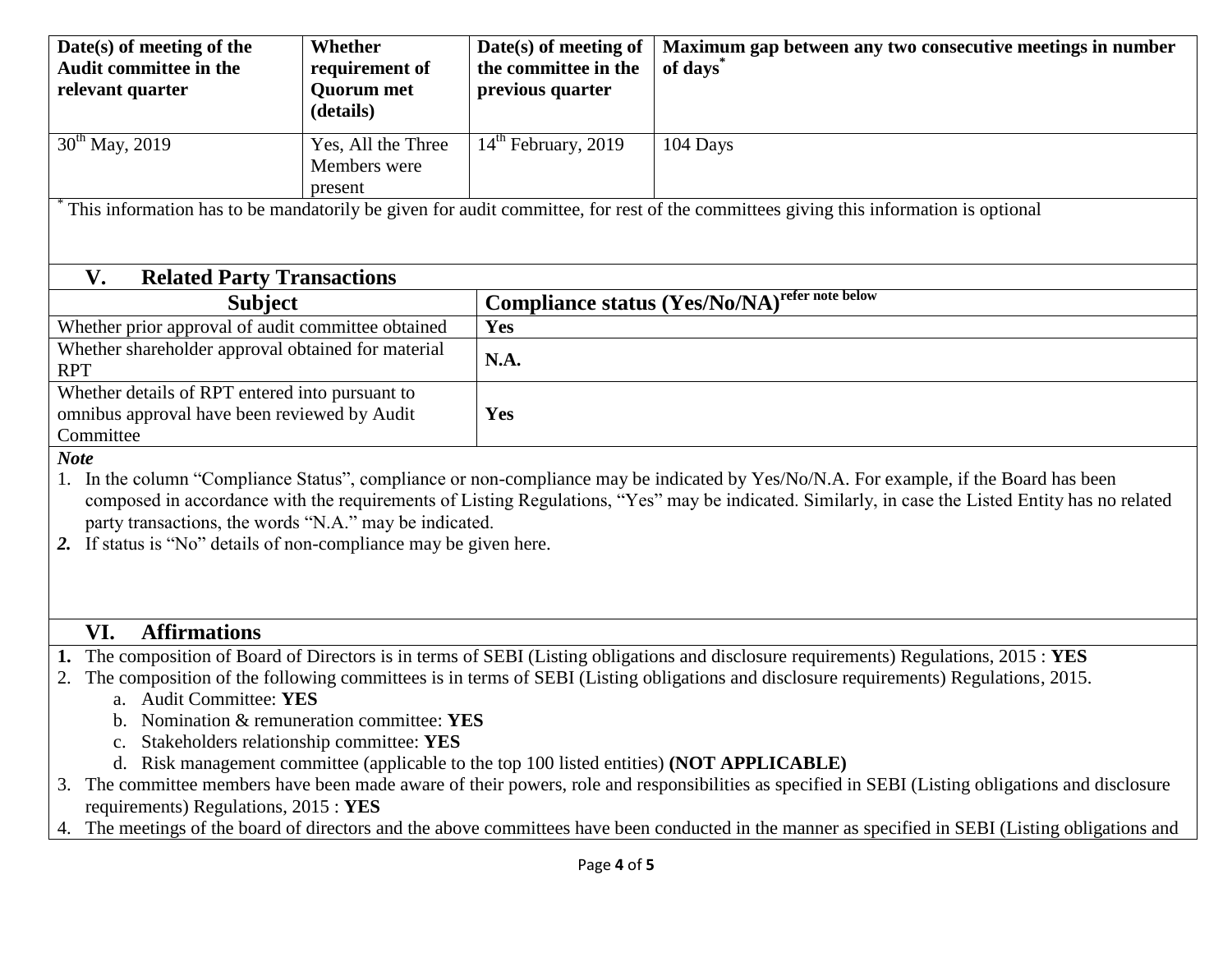| Date(s) of meeting of the Audit committee in the relevant quarter | Whether requirement of Quorum met (details) | Date(s) of meeting of the committee in the previous quarter | Maximum gap between any two consecutive meetings in number of days* |
|---|---|---|---|
| 30th May, 2019 | Yes, All the Three Members were present | 14th February, 2019 | 104 Days |

* This information has to be mandatorily be given for audit committee, for rest of the committees giving this information is optional

## V. Related Party Transactions

| Subject | Compliance status (Yes/No/NA) refer note below |
|---|---|
| Whether prior approval of audit committee obtained | **Yes** |
| Whether shareholder approval obtained for material RPT | **N.A.** |
| Whether details of RPT entered into pursuant to omnibus approval have been reviewed by Audit Committee | **Yes** |

***Note***

1. In the column "Compliance Status", compliance or non-compliance may be indicated by Yes/No/N.A. For example, if the Board has been composed in accordance with the requirements of Listing Regulations, "Yes" may be indicated. Similarly, in case the Listed Entity has no related party transactions, the words "N.A." may be indicated.
2. If status is "No" details of non-compliance may be given here.

## VI. Affirmations

1. The composition of Board of Directors is in terms of SEBI (Listing obligations and disclosure requirements) Regulations, 2015 : **YES**
2. The composition of the following committees is in terms of SEBI (Listing obligations and disclosure requirements) Regulations, 2015.
   a. Audit Committee: **YES**
   b. Nomination & remuneration committee: **YES**
   c. Stakeholders relationship committee: **YES**
   d. Risk management committee (applicable to the top 100 listed entities) **(NOT APPLICABLE)**
3. The committee members have been made aware of their powers, role and responsibilities as specified in SEBI (Listing obligations and disclosure requirements) Regulations, 2015 : **YES**
4. The meetings of the board of directors and the above committees have been conducted in the manner as specified in SEBI (Listing obligations and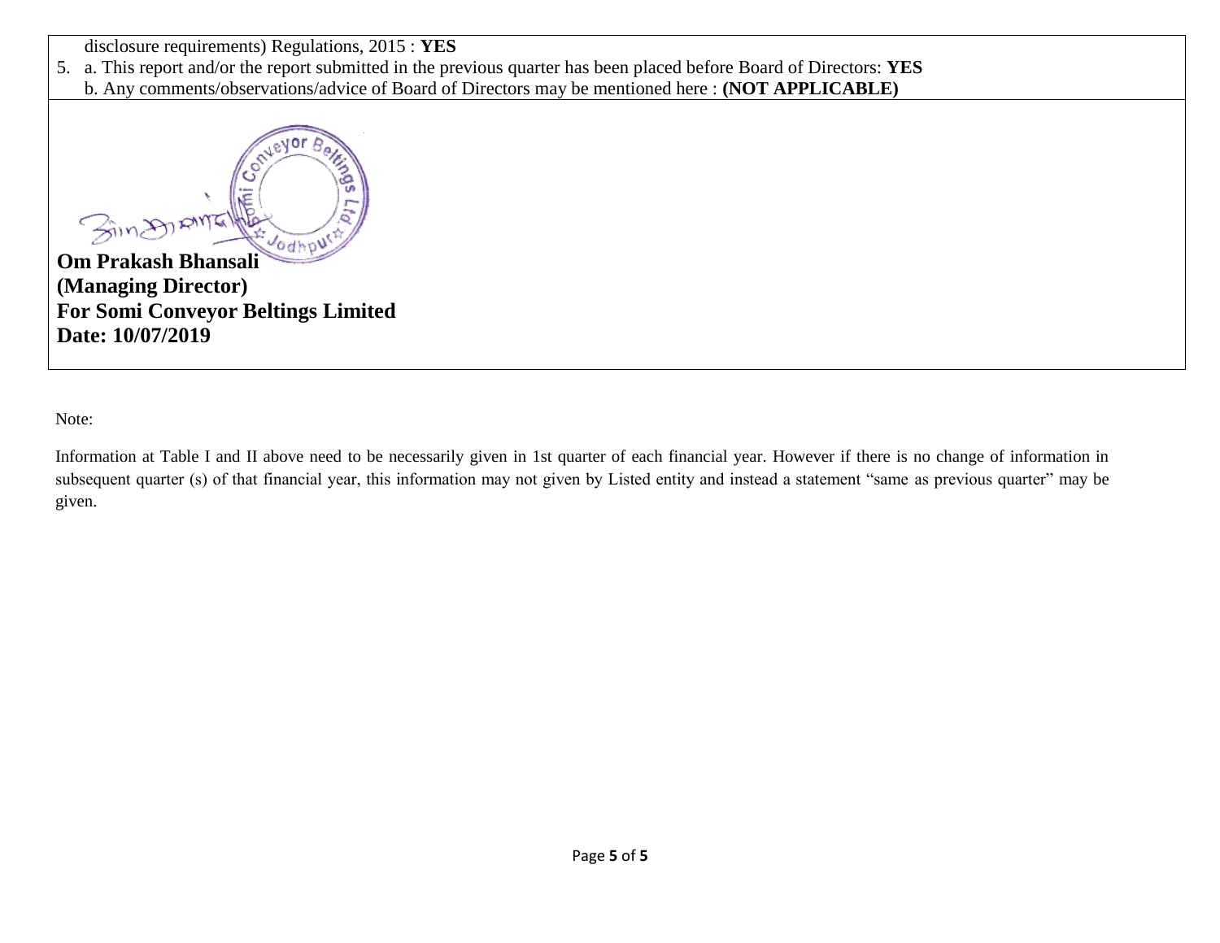disclosure requirements) Regulations, 2015 : **YES**

5. a. This report and/or the report submitted in the previous quarter has been placed before Board of Directors: **YES**
   b. Any comments/observations/advice of Board of Directors may be mentioned here : **(NOT APPLICABLE)**

**Om Prakash Bhansali**
**(Managing Director)**
**For Somi Conveyor Beltings Limited**
**Date: 10/07/2019**

Note:

Information at Table I and II above need to be necessarily given in 1st quarter of each financial year. However if there is no change of information in subsequent quarter (s) of that financial year, this information may not given by Listed entity and instead a statement "same as previous quarter" may be given.